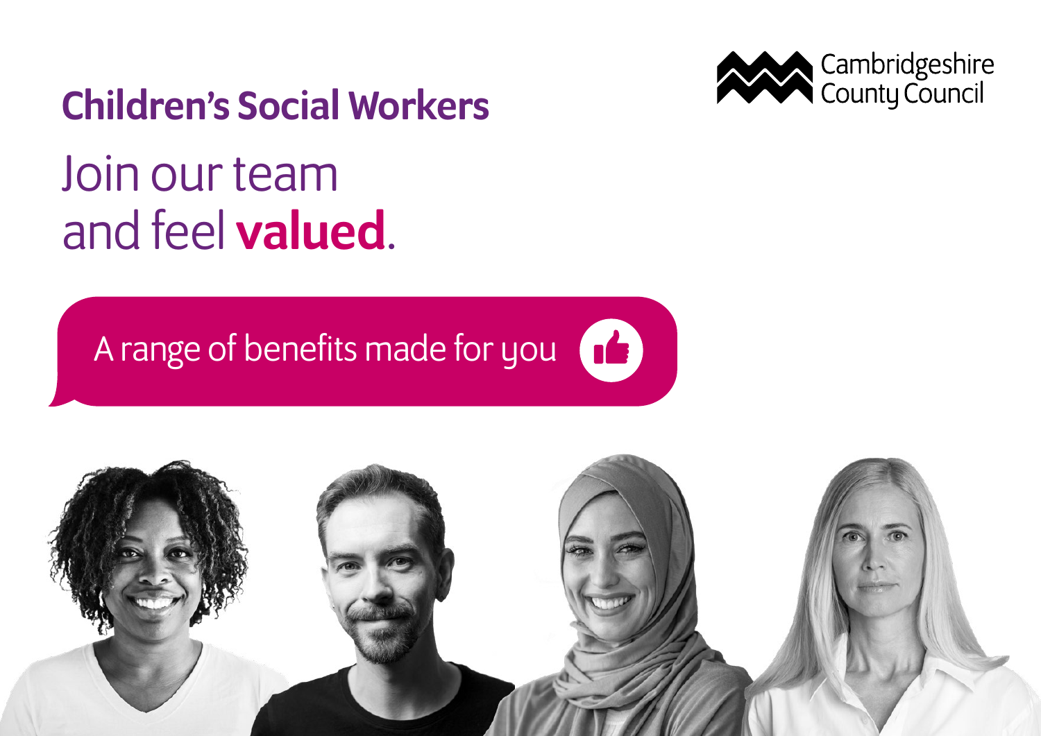# Children's Social Workers

Cambridgeshire County Council

## Join our team and feel **valued**.

A range of benefits made for you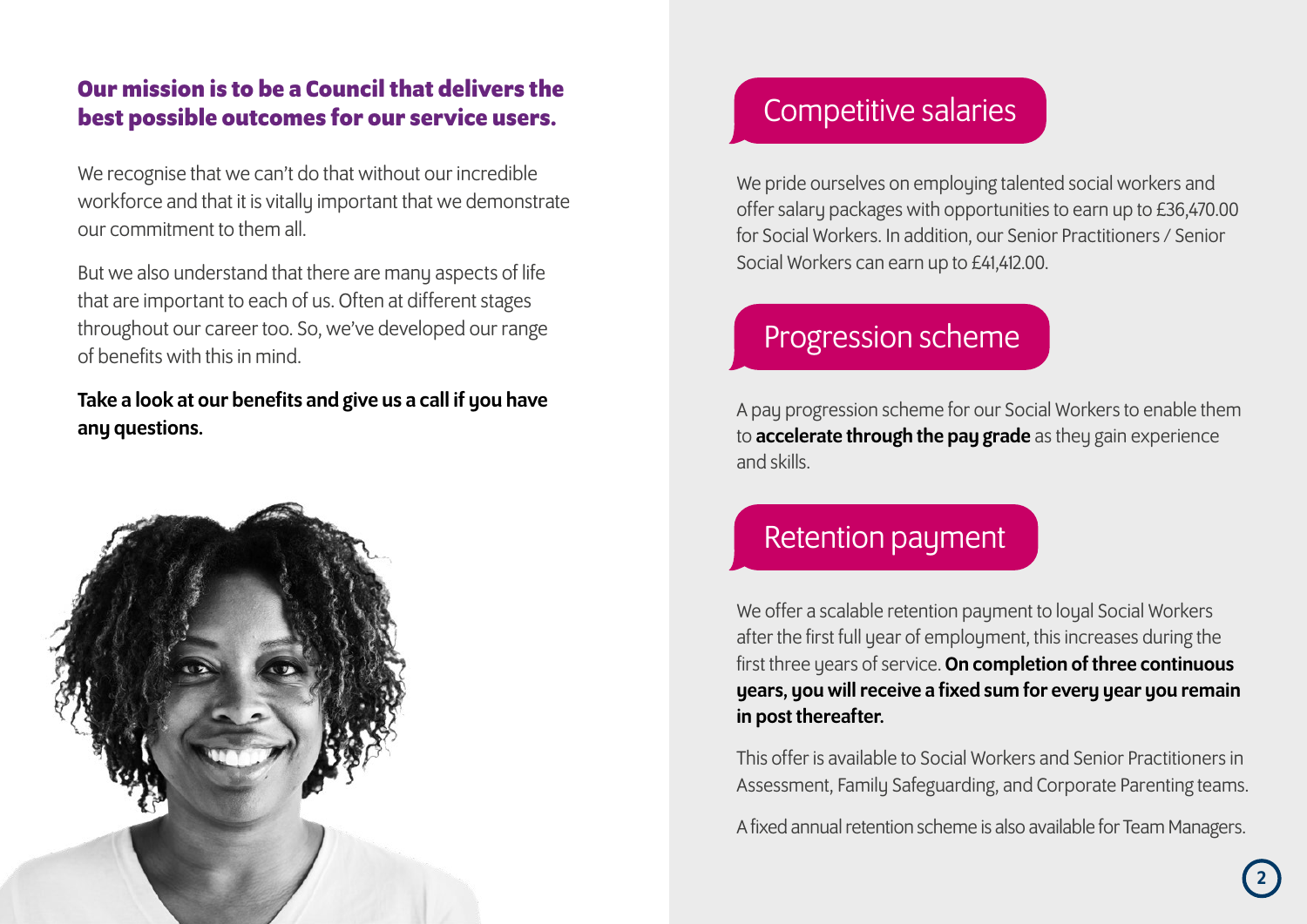**Our mission is to be a Council that delivers the best possible outcomes for our service users.**

We recognise that we can't do that without our incredible workforce and that it is vitally important that we demonstrate our commitment to them all.

But we also understand that there are many aspects of life that are important to each of us. Often at different stages throughout our career too. So, we've developed our range of benefits with this in mind.

**Take a look at our benefits and give us a call if you have any questions.**

## Competitive salaries

We pride ourselves on employing talented social workers and offer salary packages with opportunities to earn up to £36,470.00 for Social Workers. In addition, our Senior Practitioners / Senior Social Workers can earn up to £41,412.00.

## Progression scheme

A pay progression scheme for our Social Workers to enable them to **accelerate through the pay grade** as they gain experience and skills.

## Retention payment

We offer a scalable retention payment to loyal Social Workers after the first full year of employment, this increases during the first three years of service. **On completion of three continuous years, you will receive a fixed sum for every year you remain in post thereafter.**

This offer is available to Social Workers and Senior Practitioners in Assessment, Family Safeguarding, and Corporate Parenting teams.

A fixed annual retention scheme is also available for Team Managers.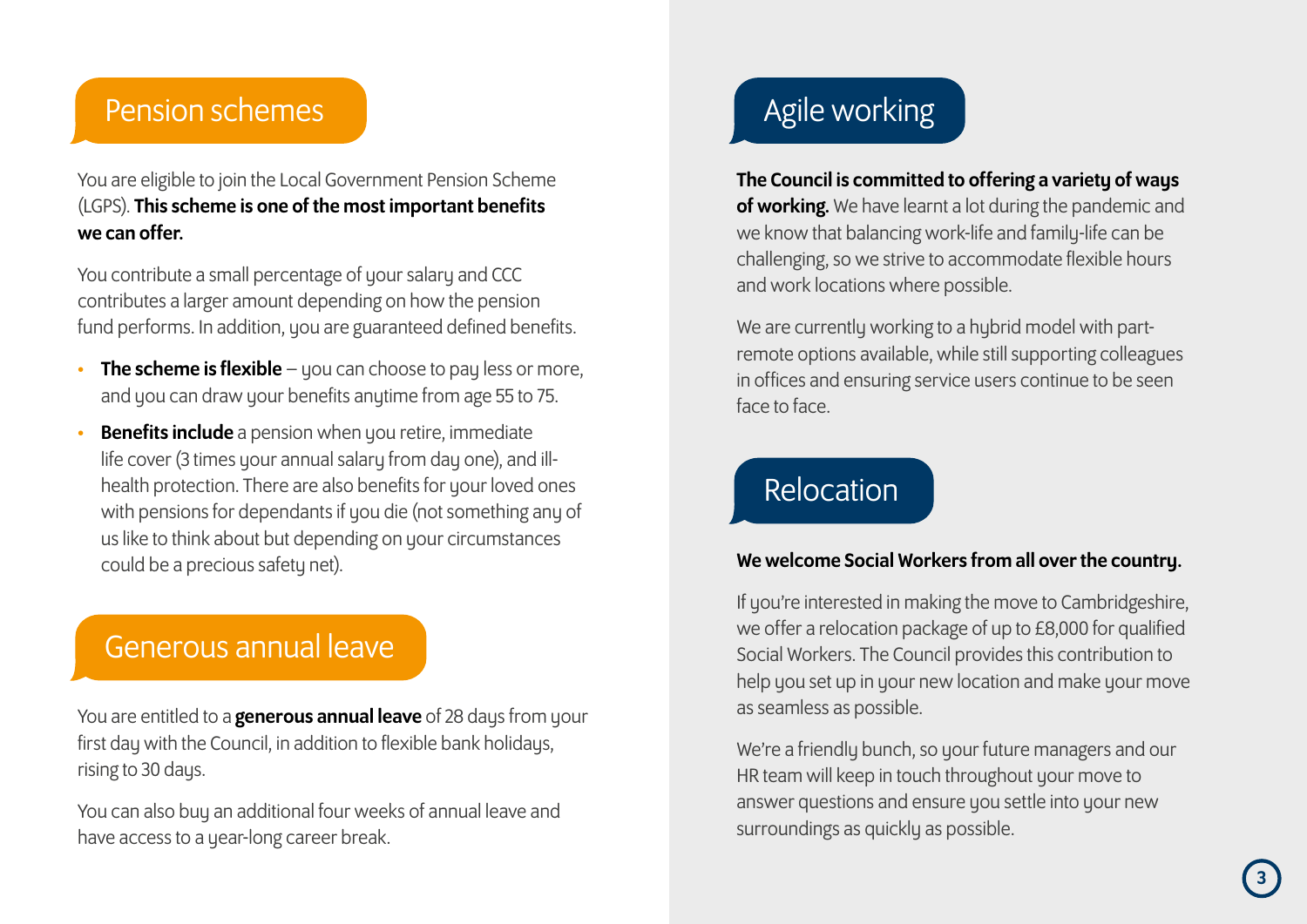## Pension schemes

You are eligible to join the Local Government Pension Scheme (LGPS). **This scheme is one of the most important benefits we can offer.**

You contribute a small percentage of your salary and CCC contributes a larger amount depending on how the pension fund performs. In addition, you are guaranteed defined benefits.

- **The scheme is flexible** – you can choose to pay less or more, and you can draw your benefits anytime from age 55 to 75.
- **Benefits include** a pension when you retire, immediate life cover (3 times your annual salary from day one), and ill-health protection. There are also benefits for your loved ones with pensions for dependants if you die (not something any of us like to think about but depending on your circumstances could be a precious safety net).

## Generous annual leave

You are entitled to a **generous annual leave** of 28 days from your first day with the Council, in addition to flexible bank holidays, rising to 30 days.

You can also buy an additional four weeks of annual leave and have access to a year-long career break.

## Agile working

**The Council is committed to offering a variety of ways of working.** We have learnt a lot during the pandemic and we know that balancing work-life and family-life can be challenging, so we strive to accommodate flexible hours and work locations where possible.

We are currently working to a hybrid model with part-remote options available, while still supporting colleagues in offices and ensuring service users continue to be seen face to face.

## Relocation

**We welcome Social Workers from all over the country.**

If you're interested in making the move to Cambridgeshire, we offer a relocation package of up to £8,000 for qualified Social Workers. The Council provides this contribution to help you set up in your new location and make your move as seamless as possible.

We're a friendly bunch, so your future managers and our HR team will keep in touch throughout your move to answer questions and ensure you settle into your new surroundings as quickly as possible.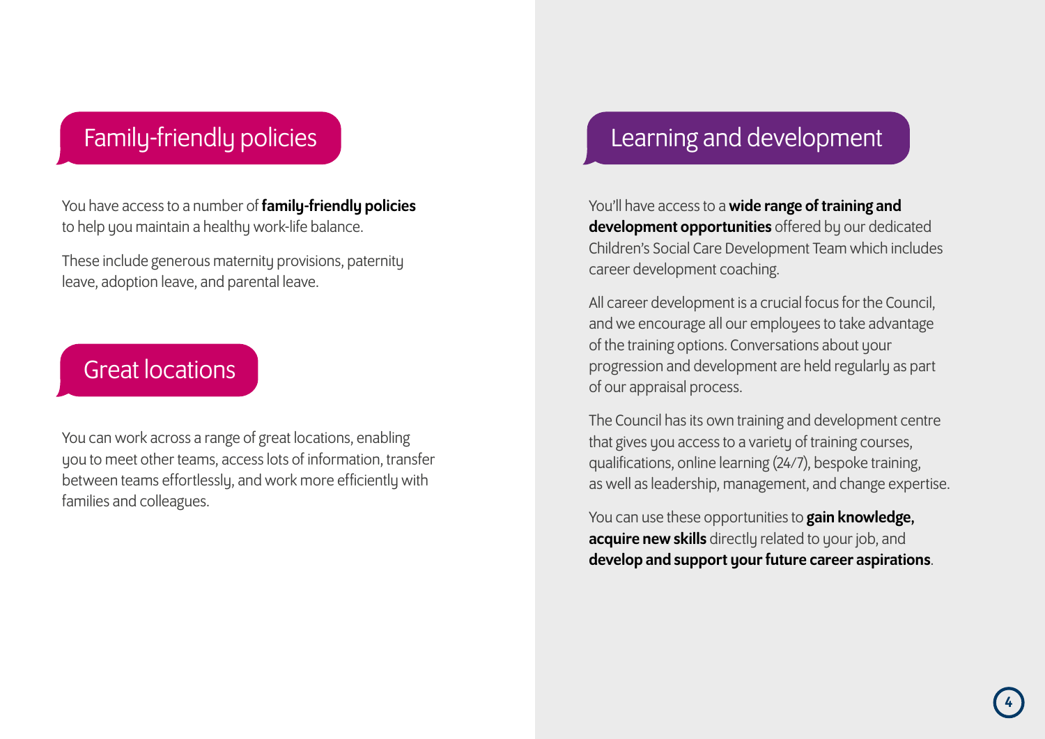## Family-friendly policies

You have access to a number of **family-friendly policies** to help you maintain a healthy work-life balance.

These include generous maternity provisions, paternity leave, adoption leave, and parental leave.

## Great locations

You can work across a range of great locations, enabling you to meet other teams, access lots of information, transfer between teams effortlessly, and work more efficiently with families and colleagues.

## Learning and development

You'll have access to a **wide range of training and development opportunities** offered by our dedicated Children's Social Care Development Team which includes career development coaching.

All career development is a crucial focus for the Council, and we encourage all our employees to take advantage of the training options. Conversations about your progression and development are held regularly as part of our appraisal process.

The Council has its own training and development centre that gives you access to a variety of training courses, qualifications, online learning (24/7), bespoke training, as well as leadership, management, and change expertise.

You can use these opportunities to **gain knowledge, acquire new skills** directly related to your job, and **develop and support your future career aspirations**.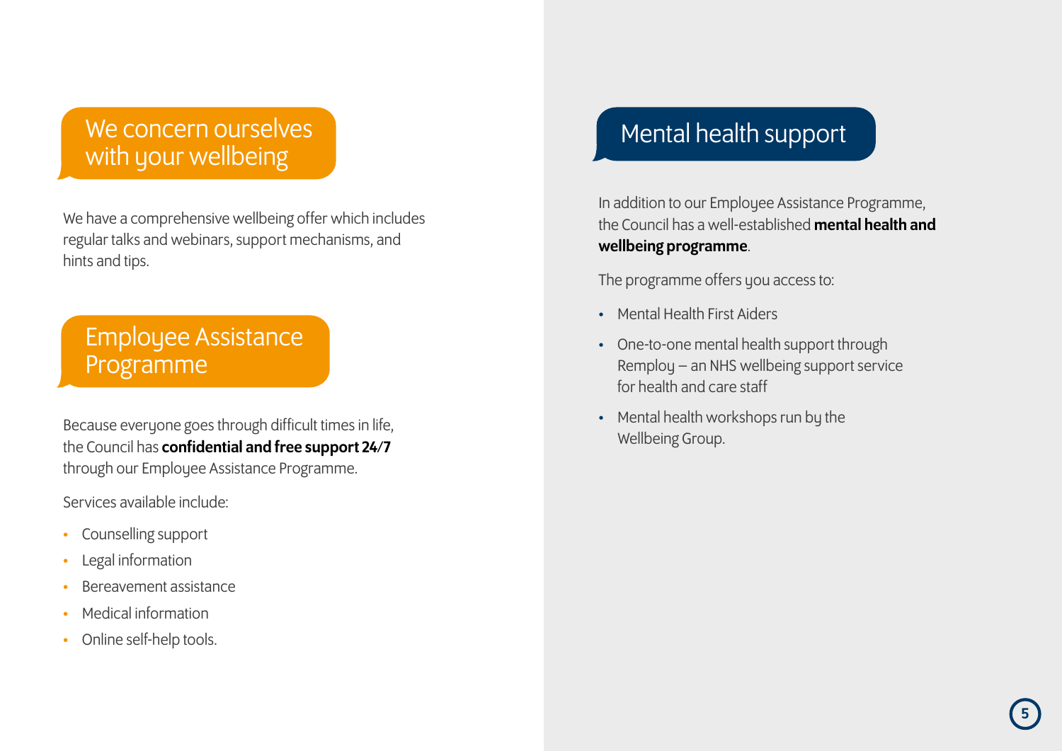## We concern ourselves with your wellbeing

We have a comprehensive wellbeing offer which includes regular talks and webinars, support mechanisms, and hints and tips.

## Employee Assistance Programme

Because everyone goes through difficult times in life, the Council has **confidential and free support 24/7** through our Employee Assistance Programme.

Services available include:

- Counselling support
- Legal information
- Bereavement assistance
- Medical information
- Online self-help tools.

## Mental health support

In addition to our Employee Assistance Programme, the Council has a well-established **mental health and wellbeing programme**.

The programme offers you access to:

- Mental Health First Aiders
- One-to-one mental health support through Remploy – an NHS wellbeing support service for health and care staff
- Mental health workshops run by the Wellbeing Group.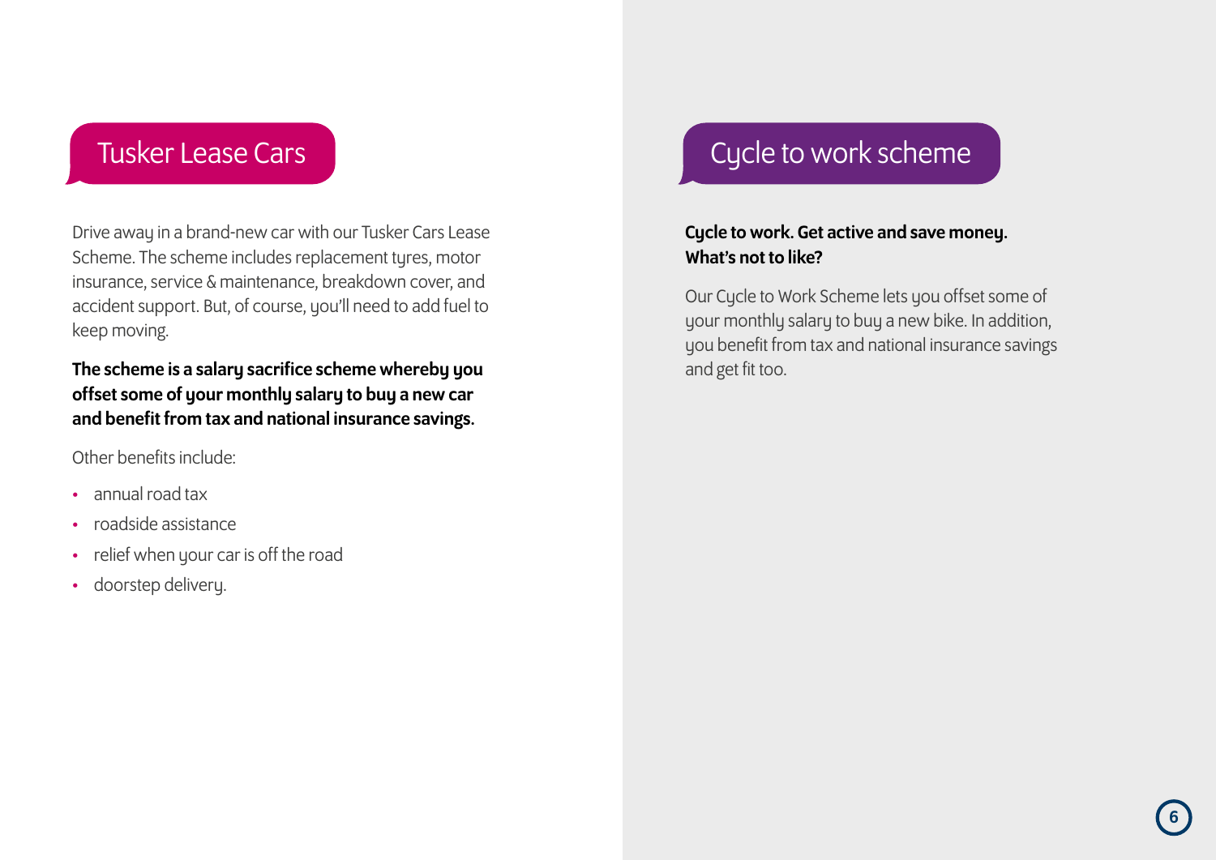## Tusker Lease Cars

Drive away in a brand-new car with our Tusker Cars Lease Scheme. The scheme includes replacement tyres, motor insurance, service & maintenance, breakdown cover, and accident support. But, of course, you'll need to add fuel to keep moving.

**The scheme is a salary sacrifice scheme whereby you offset some of your monthly salary to buy a new car and benefit from tax and national insurance savings.**

Other benefits include:

- annual road tax
- roadside assistance
- relief when your car is off the road
- doorstep delivery.

## Cycle to work scheme

**Cycle to work. Get active and save money. What's not to like?**

Our Cycle to Work Scheme lets you offset some of your monthly salary to buy a new bike. In addition, you benefit from tax and national insurance savings and get fit too.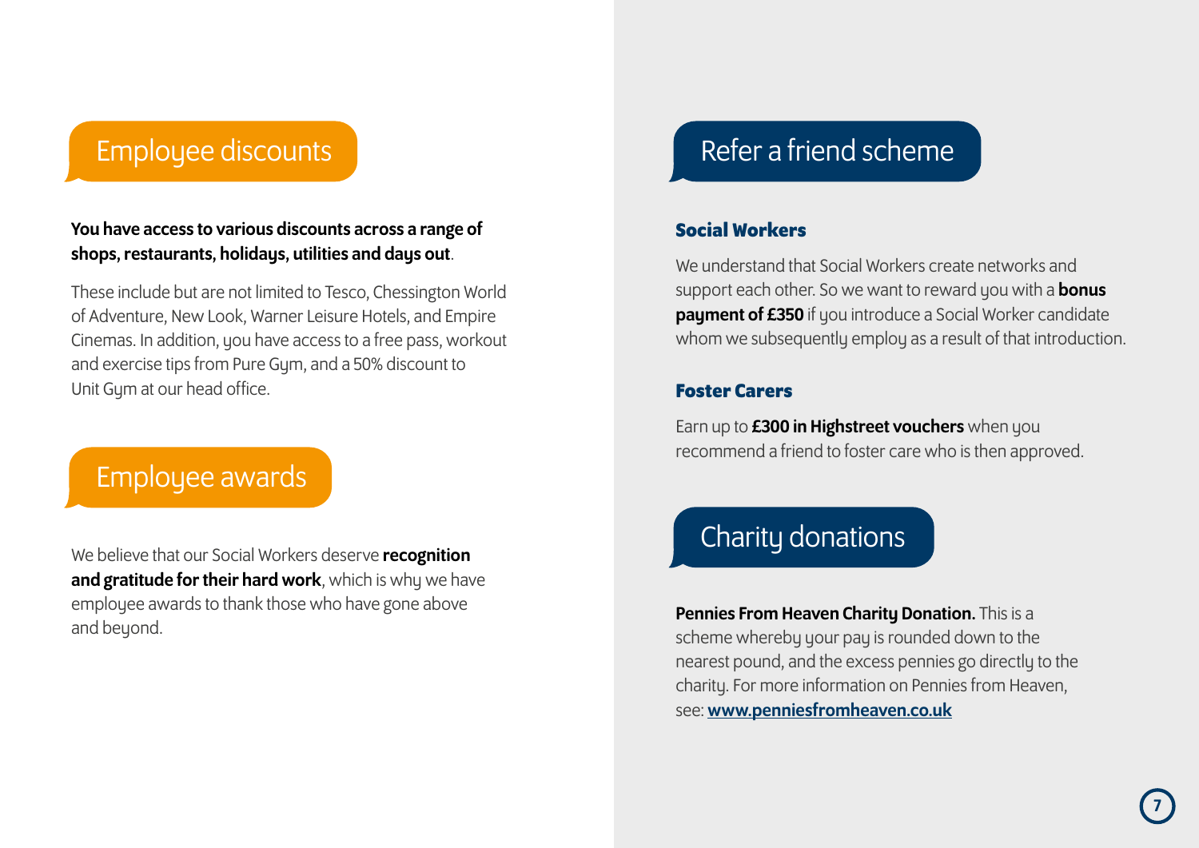## Employee discounts

**You have access to various discounts across a range of shops, restaurants, holidays, utilities and days out**.

These include but are not limited to Tesco, Chessington World of Adventure, New Look, Warner Leisure Hotels, and Empire Cinemas. In addition, you have access to a free pass, workout and exercise tips from Pure Gym, and a 50% discount to Unit Gym at our head office.

## Employee awards

We believe that our Social Workers deserve **recognition and gratitude for their hard work**, which is why we have employee awards to thank those who have gone above and beyond.

## Refer a friend scheme

### Social Workers

We understand that Social Workers create networks and support each other. So we want to reward you with a **bonus payment of £350** if you introduce a Social Worker candidate whom we subsequently employ as a result of that introduction.

### Foster Carers

Earn up to **£300 in Highstreet vouchers** when you recommend a friend to foster care who is then approved.

## Charity donations

**Pennies From Heaven Charity Donation.** This is a scheme whereby your pay is rounded down to the nearest pound, and the excess pennies go directly to the charity. For more information on Pennies from Heaven, see: **www.penniesfromheaven.co.uk**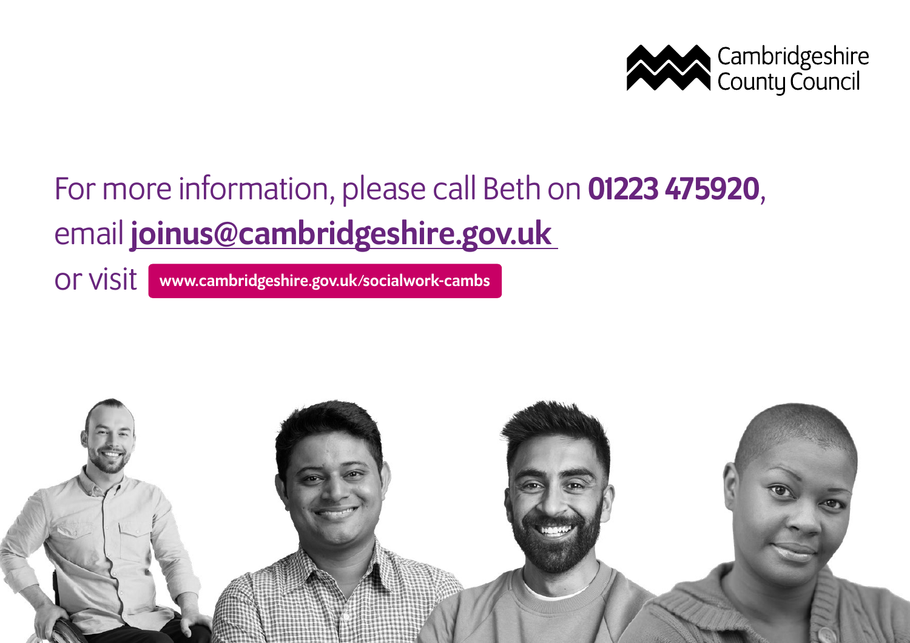Cambridgeshire County Council

For more information, please call Beth on **01223 475920**, email **joinus@cambridgeshire.gov.uk** or visit **www.cambridgeshire.gov.uk/socialwork-cambs**